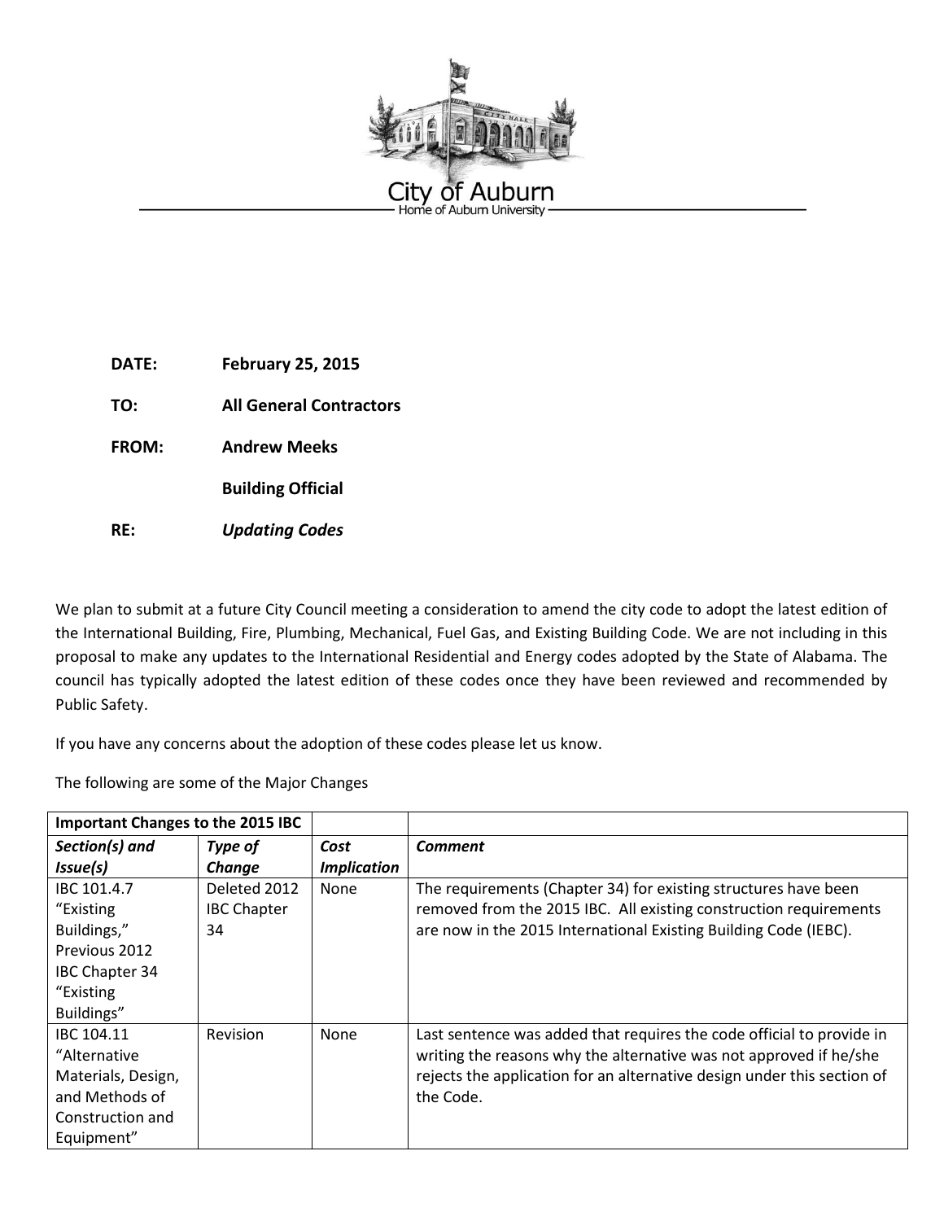City of Auburn

Home of Auburn University

**DATE:** **February 25, 2015**

**TO:** **All General Contractors**

**FROM:** **Andrew Meeks**

**Building Official**

**RE:** ***Updating Codes***

We plan to submit at a future City Council meeting a consideration to amend the city code to adopt the latest edition of the International Building, Fire, Plumbing, Mechanical, Fuel Gas, and Existing Building Code. We are not including in this proposal to make any updates to the International Residential and Energy codes adopted by the State of Alabama. The council has typically adopted the latest edition of these codes once they have been reviewed and recommended by Public Safety.

If you have any concerns about the adoption of these codes please let us know.

The following are some of the Major Changes

| **Important Changes to the 2015 IBC** | | | |
|---|---|---|---|
| ***Section(s) and Issue(s)*** | ***Type of Change*** | ***Cost Implication*** | ***Comment*** |
| IBC 101.4.7 "Existing Buildings," Previous 2012 IBC Chapter 34 "Existing Buildings" | Deleted 2012 IBC Chapter 34 | None | The requirements (Chapter 34) for existing structures have been removed from the 2015 IBC. All existing construction requirements are now in the 2015 International Existing Building Code (IEBC). |
| IBC 104.11 "Alternative Materials, Design, and Methods of Construction and Equipment" | Revision | None | Last sentence was added that requires the code official to provide in writing the reasons why the alternative was not approved if he/she rejects the application for an alternative design under this section of the Code. |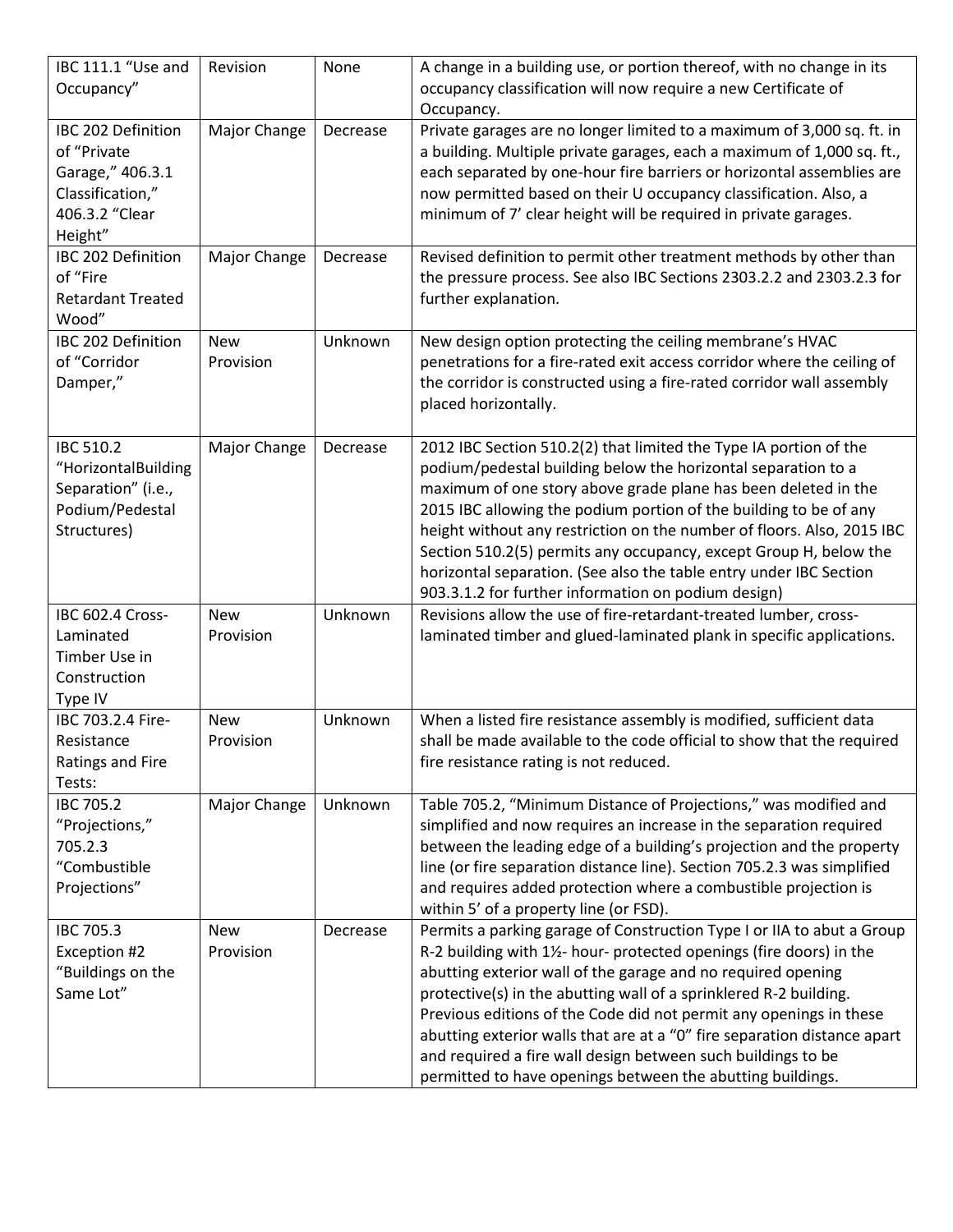| IBC 111.1 "Use and Occupancy" | Revision | None | A change in a building use, or portion thereof, with no change in its occupancy classification will now require a new Certificate of Occupancy. |
|---|---|---|---|
| IBC 202 Definition of "Private Garage," 406.3.1 Classification," 406.3.2 "Clear Height" | Major Change | Decrease | Private garages are no longer limited to a maximum of 3,000 sq. ft. in a building. Multiple private garages, each a maximum of 1,000 sq. ft., each separated by one-hour fire barriers or horizontal assemblies are now permitted based on their U occupancy classification. Also, a minimum of 7' clear height will be required in private garages. |
| IBC 202 Definition of "Fire Retardant Treated Wood" | Major Change | Decrease | Revised definition to permit other treatment methods by other than the pressure process. See also IBC Sections 2303.2.2 and 2303.2.3 for further explanation. |
| IBC 202 Definition of "Corridor Damper," | New Provision | Unknown | New design option protecting the ceiling membrane's HVAC penetrations for a fire-rated exit access corridor where the ceiling of the corridor is constructed using a fire-rated corridor wall assembly placed horizontally. |
| IBC 510.2 "HorizontalBuilding Separation" (i.e., Podium/Pedestal Structures) | Major Change | Decrease | 2012 IBC Section 510.2(2) that limited the Type IA portion of the podium/pedestal building below the horizontal separation to a maximum of one story above grade plane has been deleted in the 2015 IBC allowing the podium portion of the building to be of any height without any restriction on the number of floors. Also, 2015 IBC Section 510.2(5) permits any occupancy, except Group H, below the horizontal separation. (See also the table entry under IBC Section 903.3.1.2 for further information on podium design) |
| IBC 602.4 Cross-Laminated Timber Use in Construction Type IV | New Provision | Unknown | Revisions allow the use of fire-retardant-treated lumber, cross-laminated timber and glued-laminated plank in specific applications. |
| IBC 703.2.4 Fire-Resistance Ratings and Fire Tests: | New Provision | Unknown | When a listed fire resistance assembly is modified, sufficient data shall be made available to the code official to show that the required fire resistance rating is not reduced. |
| IBC 705.2 "Projections," 705.2.3 "Combustible Projections" | Major Change | Unknown | Table 705.2, "Minimum Distance of Projections," was modified and simplified and now requires an increase in the separation required between the leading edge of a building's projection and the property line (or fire separation distance line). Section 705.2.3 was simplified and requires added protection where a combustible projection is within 5' of a property line (or FSD). |
| IBC 705.3 Exception #2 "Buildings on the Same Lot" | New Provision | Decrease | Permits a parking garage of Construction Type I or IIA to abut a Group R-2 building with 1½- hour- protected openings (fire doors) in the abutting exterior wall of the garage and no required opening protective(s) in the abutting wall of a sprinklered R-2 building. Previous editions of the Code did not permit any openings in these abutting exterior walls that are at a "0" fire separation distance apart and required a fire wall design between such buildings to be permitted to have openings between the abutting buildings. |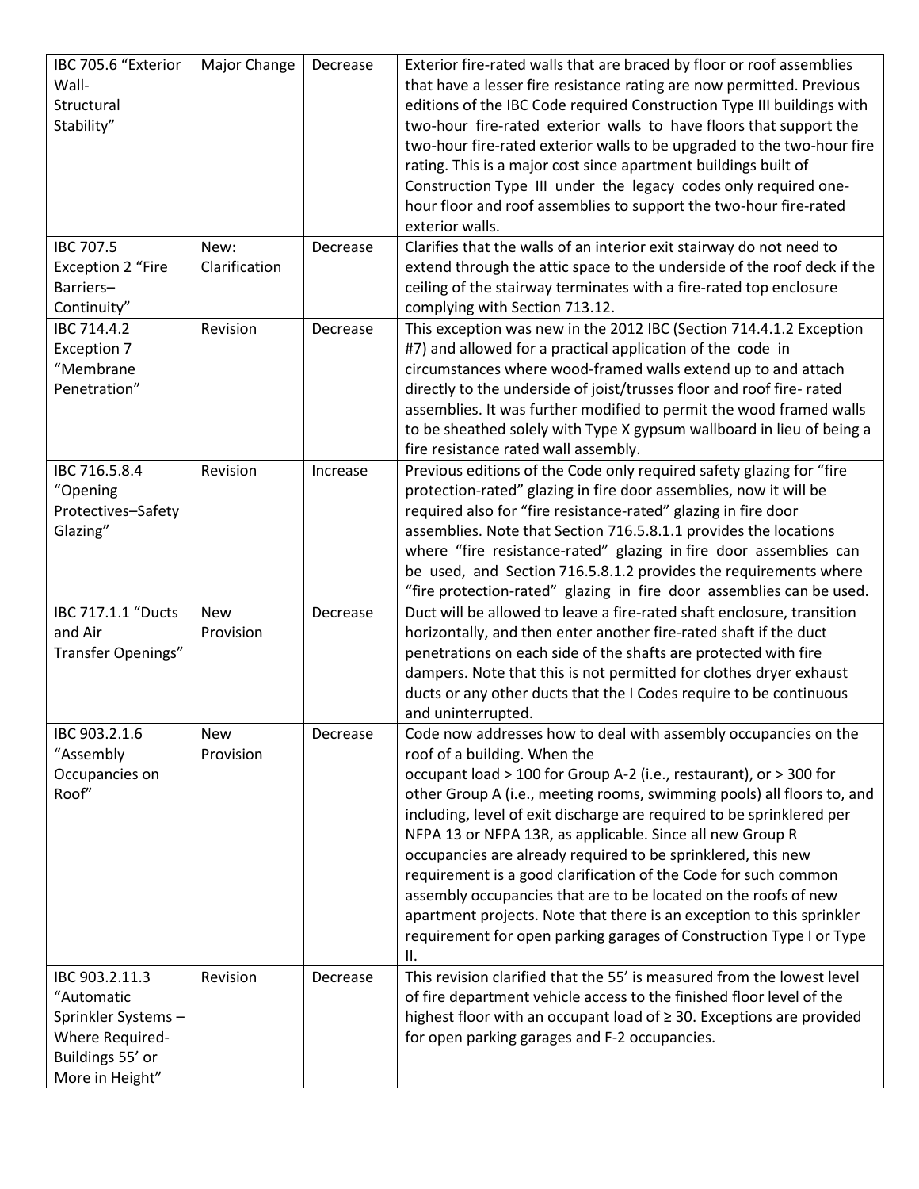| IBC 705.6 "Exterior Wall- Structural Stability" | Major Change | Decrease | Exterior fire-rated walls that are braced by floor or roof assemblies that have a lesser fire resistance rating are now permitted. Previous editions of the IBC Code required Construction Type III buildings with two-hour fire-rated exterior walls to have floors that support the two-hour fire-rated exterior walls to be upgraded to the two-hour fire rating. This is a major cost since apartment buildings built of Construction Type III under the legacy codes only required one-hour floor and roof assemblies to support the two-hour fire-rated exterior walls. |
|---|---|---|---|
| IBC 707.5 Exception 2 "Fire Barriers–Continuity" | New: Clarification | Decrease | Clarifies that the walls of an interior exit stairway do not need to extend through the attic space to the underside of the roof deck if the ceiling of the stairway terminates with a fire-rated top enclosure complying with Section 713.12. |
| IBC 714.4.2 Exception 7 "Membrane Penetration" | Revision | Decrease | This exception was new in the 2012 IBC (Section 714.4.1.2 Exception #7) and allowed for a practical application of the code in circumstances where wood-framed walls extend up to and attach directly to the underside of joist/trusses floor and roof fire- rated assemblies. It was further modified to permit the wood framed walls to be sheathed solely with Type X gypsum wallboard in lieu of being a fire resistance rated wall assembly. |
| IBC 716.5.8.4 "Opening Protectives–Safety Glazing" | Revision | Increase | Previous editions of the Code only required safety glazing for "fire protection-rated" glazing in fire door assemblies, now it will be required also for "fire resistance-rated" glazing in fire door assemblies. Note that Section 716.5.8.1.1 provides the locations where "fire resistance-rated" glazing in fire door assemblies can be used, and Section 716.5.8.1.2 provides the requirements where "fire protection-rated" glazing in fire door assemblies can be used. |
| IBC 717.1.1 "Ducts and Air Transfer Openings" | New Provision | Decrease | Duct will be allowed to leave a fire-rated shaft enclosure, transition horizontally, and then enter another fire-rated shaft if the duct penetrations on each side of the shafts are protected with fire dampers. Note that this is not permitted for clothes dryer exhaust ducts or any other ducts that the I Codes require to be continuous and uninterrupted. |
| IBC 903.2.1.6 "Assembly Occupancies on Roof" | New Provision | Decrease | Code now addresses how to deal with assembly occupancies on the roof of a building. When the occupant load > 100 for Group A-2 (i.e., restaurant), or > 300 for other Group A (i.e., meeting rooms, swimming pools) all floors to, and including, level of exit discharge are required to be sprinklered per NFPA 13 or NFPA 13R, as applicable. Since all new Group R occupancies are already required to be sprinklered, this new requirement is a good clarification of the Code for such common assembly occupancies that are to be located on the roofs of new apartment projects. Note that there is an exception to this sprinkler requirement for open parking garages of Construction Type I or Type II. |
| IBC 903.2.11.3 "Automatic Sprinkler Systems – Where Required- Buildings 55' or More in Height" | Revision | Decrease | This revision clarified that the 55' is measured from the lowest level of fire department vehicle access to the finished floor level of the highest floor with an occupant load of ≥ 30. Exceptions are provided for open parking garages and F-2 occupancies. |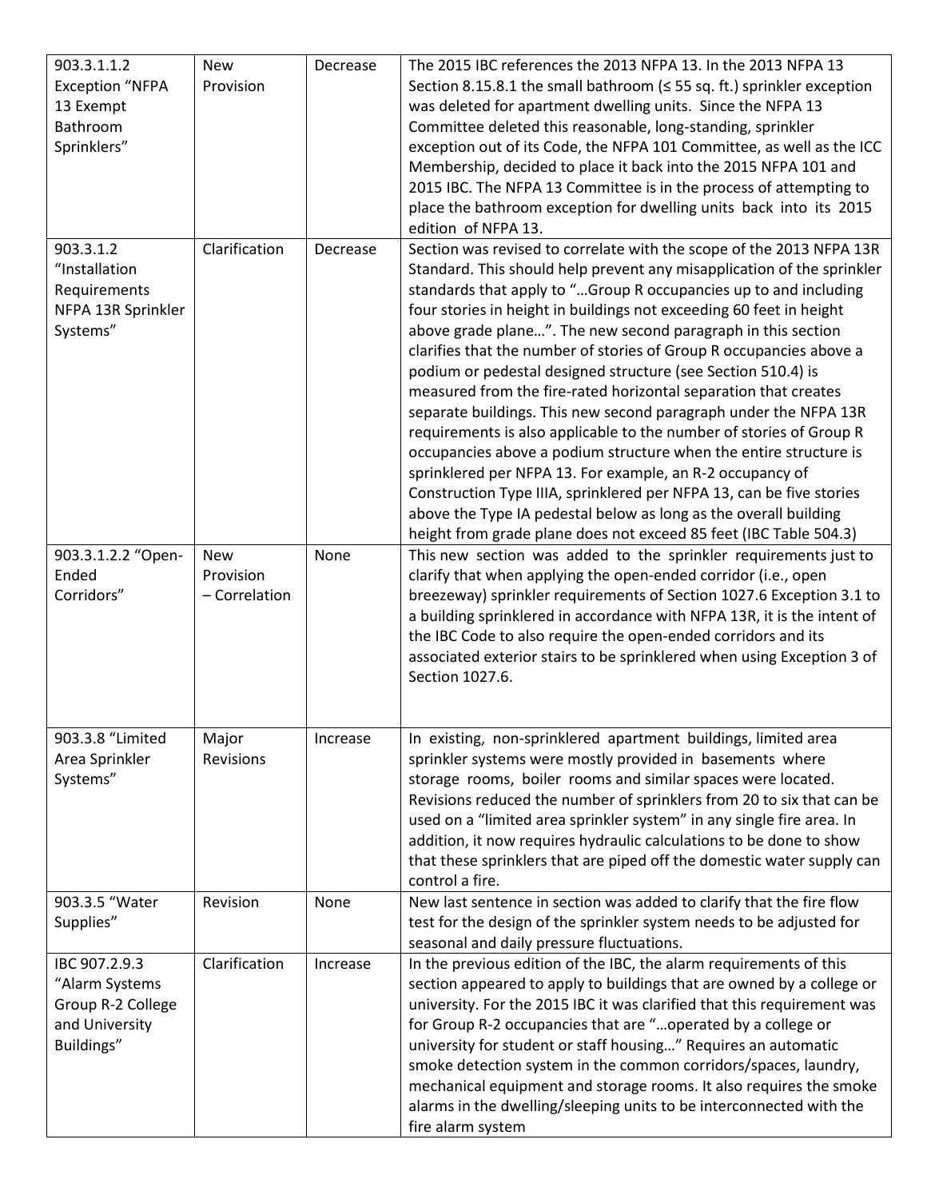| 903.3.1.1.2 Exception "NFPA 13 Exempt Bathroom Sprinklers" | New Provision | Decrease | The 2015 IBC references the 2013 NFPA 13. In the 2013 NFPA 13 Section 8.15.8.1 the small bathroom (≤ 55 sq. ft.) sprinkler exception was deleted for apartment dwelling units. Since the NFPA 13 Committee deleted this reasonable, long-standing, sprinkler exception out of its Code, the NFPA 101 Committee, as well as the ICC Membership, decided to place it back into the 2015 NFPA 101 and 2015 IBC. The NFPA 13 Committee is in the process of attempting to place the bathroom exception for dwelling units back into its 2015 edition of NFPA 13. |
|---|---|---|---|
| 903.3.1.2 "Installation Requirements NFPA 13R Sprinkler Systems" | Clarification | Decrease | Section was revised to correlate with the scope of the 2013 NFPA 13R Standard. This should help prevent any misapplication of the sprinkler standards that apply to "…Group R occupancies up to and including four stories in height in buildings not exceeding 60 feet in height above grade plane…". The new second paragraph in this section clarifies that the number of stories of Group R occupancies above a podium or pedestal designed structure (see Section 510.4) is measured from the fire-rated horizontal separation that creates separate buildings. This new second paragraph under the NFPA 13R requirements is also applicable to the number of stories of Group R occupancies above a podium structure when the entire structure is sprinklered per NFPA 13. For example, an R-2 occupancy of Construction Type IIIA, sprinklered per NFPA 13, can be five stories above the Type IA pedestal below as long as the overall building height from grade plane does not exceed 85 feet (IBC Table 504.3) |
| 903.3.1.2.2 "Open-Ended Corridors" | New Provision – Correlation | None | This new section was added to the sprinkler requirements just to clarify that when applying the open-ended corridor (i.e., open breezeway) sprinkler requirements of Section 1027.6 Exception 3.1 to a building sprinklered in accordance with NFPA 13R, it is the intent of the IBC Code to also require the open-ended corridors and its associated exterior stairs to be sprinklered when using Exception 3 of Section 1027.6. |
| 903.3.8 "Limited Area Sprinkler Systems" | Major Revisions | Increase | In existing, non-sprinklered apartment buildings, limited area sprinkler systems were mostly provided in basements where storage rooms, boiler rooms and similar spaces were located. Revisions reduced the number of sprinklers from 20 to six that can be used on a "limited area sprinkler system" in any single fire area. In addition, it now requires hydraulic calculations to be done to show that these sprinklers that are piped off the domestic water supply can control a fire. |
| 903.3.5 "Water Supplies" | Revision | None | New last sentence in section was added to clarify that the fire flow test for the design of the sprinkler system needs to be adjusted for seasonal and daily pressure fluctuations. |
| IBC 907.2.9.3 "Alarm Systems Group R-2 College and University Buildings" | Clarification | Increase | In the previous edition of the IBC, the alarm requirements of this section appeared to apply to buildings that are owned by a college or university. For the 2015 IBC it was clarified that this requirement was for Group R-2 occupancies that are "…operated by a college or university for student or staff housing…" Requires an automatic smoke detection system in the common corridors/spaces, laundry, mechanical equipment and storage rooms. It also requires the smoke alarms in the dwelling/sleeping units to be interconnected with the fire alarm system |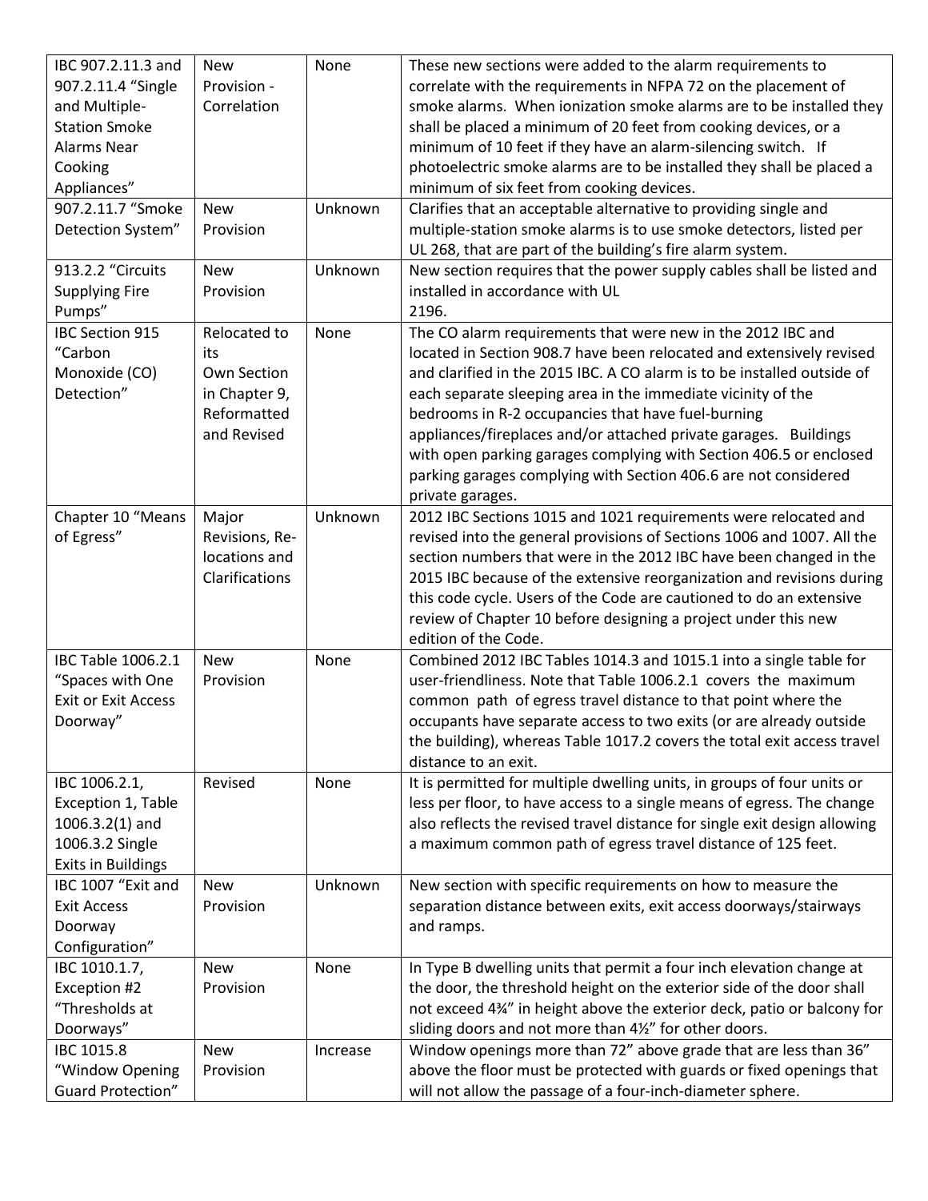| IBC 907.2.11.3 and 907.2.11.4 "Single and Multiple-Station Smoke Alarms Near Cooking Appliances" | New Provision - Correlation | None | These new sections were added to the alarm requirements to correlate with the requirements in NFPA 72 on the placement of smoke alarms. When ionization smoke alarms are to be installed they shall be placed a minimum of 20 feet from cooking devices, or a minimum of 10 feet if they have an alarm-silencing switch. If photoelectric smoke alarms are to be installed they shall be placed a minimum of six feet from cooking devices. |
|---|---|---|---|
| 907.2.11.7 "Smoke Detection System" | New Provision | Unknown | Clarifies that an acceptable alternative to providing single and multiple-station smoke alarms is to use smoke detectors, listed per UL 268, that are part of the building's fire alarm system. |
| 913.2.2 "Circuits Supplying Fire Pumps" | New Provision | Unknown | New section requires that the power supply cables shall be listed and installed in accordance with UL 2196. |
| IBC Section 915 "Carbon Monoxide (CO) Detection" | Relocated to its Own Section in Chapter 9, Reformatted and Revised | None | The CO alarm requirements that were new in the 2012 IBC and located in Section 908.7 have been relocated and extensively revised and clarified in the 2015 IBC. A CO alarm is to be installed outside of each separate sleeping area in the immediate vicinity of the bedrooms in R-2 occupancies that have fuel-burning appliances/fireplaces and/or attached private garages. Buildings with open parking garages complying with Section 406.5 or enclosed parking garages complying with Section 406.6 are not considered private garages. |
| Chapter 10 "Means of Egress" | Major Revisions, Re-locations and Clarifications | Unknown | 2012 IBC Sections 1015 and 1021 requirements were relocated and revised into the general provisions of Sections 1006 and 1007. All the section numbers that were in the 2012 IBC have been changed in the 2015 IBC because of the extensive reorganization and revisions during this code cycle. Users of the Code are cautioned to do an extensive review of Chapter 10 before designing a project under this new edition of the Code. |
| IBC Table 1006.2.1 "Spaces with One Exit or Exit Access Doorway" | New Provision | None | Combined 2012 IBC Tables 1014.3 and 1015.1 into a single table for user-friendliness. Note that Table 1006.2.1 covers the maximum common path of egress travel distance to that point where the occupants have separate access to two exits (or are already outside the building), whereas Table 1017.2 covers the total exit access travel distance to an exit. |
| IBC 1006.2.1, Exception 1, Table 1006.3.2(1) and 1006.3.2 Single Exits in Buildings | Revised | None | It is permitted for multiple dwelling units, in groups of four units or less per floor, to have access to a single means of egress. The change also reflects the revised travel distance for single exit design allowing a maximum common path of egress travel distance of 125 feet. |
| IBC 1007 "Exit and Exit Access Doorway Configuration" | New Provision | Unknown | New section with specific requirements on how to measure the separation distance between exits, exit access doorways/stairways and ramps. |
| IBC 1010.1.7, Exception #2 "Thresholds at Doorways" | New Provision | None | In Type B dwelling units that permit a four inch elevation change at the door, the threshold height on the exterior side of the door shall not exceed 4¾" in height above the exterior deck, patio or balcony for sliding doors and not more than 4½" for other doors. |
| IBC 1015.8 "Window Opening Guard Protection" | New Provision | Increase | Window openings more than 72" above grade that are less than 36" above the floor must be protected with guards or fixed openings that will not allow the passage of a four-inch-diameter sphere. |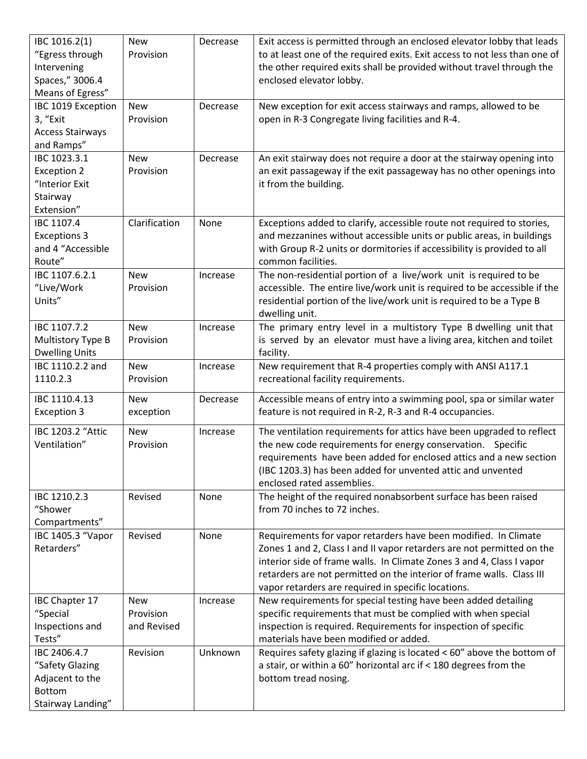| IBC 1016.2(1) "Egress through Intervening Spaces," 3006.4 Means of Egress" | New Provision | Decrease | Exit access is permitted through an enclosed elevator lobby that leads to at least one of the required exits. Exit access to not less than one of the other required exits shall be provided without travel through the enclosed elevator lobby. |
|---|---|---|---|
| IBC 1019 Exception 3, "Exit Access Stairways and Ramps" | New Provision | Decrease | New exception for exit access stairways and ramps, allowed to be open in R-3 Congregate living facilities and R-4. |
| IBC 1023.3.1 Exception 2 "Interior Exit Stairway Extension" | New Provision | Decrease | An exit stairway does not require a door at the stairway opening into an exit passageway if the exit passageway has no other openings into it from the building. |
| IBC 1107.4 Exceptions 3 and 4 "Accessible Route" | Clarification | None | Exceptions added to clarify, accessible route not required to stories, and mezzanines without accessible units or public areas, in buildings with Group R-2 units or dormitories if accessibility is provided to all common facilities. |
| IBC 1107.6.2.1 "Live/Work Units" | New Provision | Increase | The non-residential portion of a live/work unit is required to be accessible. The entire live/work unit is required to be accessible if the residential portion of the live/work unit is required to be a Type B dwelling unit. |
| IBC 1107.7.2 Multistory Type B Dwelling Units | New Provision | Increase | The primary entry level in a multistory Type B dwelling unit that is served by an elevator must have a living area, kitchen and toilet facility. |
| IBC 1110.2.2 and 1110.2.3 | New Provision | Increase | New requirement that R-4 properties comply with ANSI A117.1 recreational facility requirements. |
| IBC 1110.4.13 Exception 3 | New exception | Decrease | Accessible means of entry into a swimming pool, spa or similar water feature is not required in R-2, R-3 and R-4 occupancies. |
| IBC 1203.2 "Attic Ventilation" | New Provision | Increase | The ventilation requirements for attics have been upgraded to reflect the new code requirements for energy conservation. Specific requirements have been added for enclosed attics and a new section (IBC 1203.3) has been added for unvented attic and unvented enclosed rated assemblies. |
| IBC 1210.2.3 "Shower Compartments" | Revised | None | The height of the required nonabsorbent surface has been raised from 70 inches to 72 inches. |
| IBC 1405.3 "Vapor Retarders" | Revised | None | Requirements for vapor retarders have been modified. In Climate Zones 1 and 2, Class I and II vapor retarders are not permitted on the interior side of frame walls. In Climate Zones 3 and 4, Class I vapor retarders are not permitted on the interior of frame walls. Class III vapor retarders are required in specific locations. |
| IBC Chapter 17 "Special Inspections and Tests" | New Provision and Revised | Increase | New requirements for special testing have been added detailing specific requirements that must be complied with when special inspection is required. Requirements for inspection of specific materials have been modified or added. |
| IBC 2406.4.7 "Safety Glazing Adjacent to the Bottom Stairway Landing" | Revision | Unknown | Requires safety glazing if glazing is located < 60" above the bottom of a stair, or within a 60" horizontal arc if < 180 degrees from the bottom tread nosing. |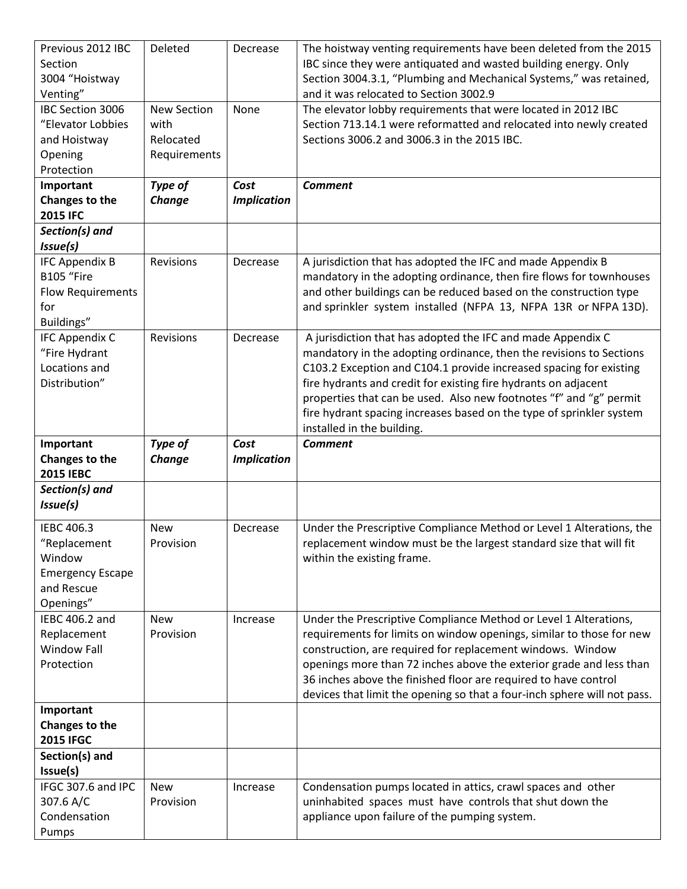| Previous 2012 IBC Section 3004 "Hoistway Venting" | Deleted | Decrease | The hoistway venting requirements have been deleted from the 2015 IBC since they were antiquated and wasted building energy. Only Section 3004.3.1, "Plumbing and Mechanical Systems," was retained, and it was relocated to Section 3002.9 |
|---|---|---|---|
| IBC Section 3006 "Elevator Lobbies and Hoistway Opening Protection | New Section with Relocated Requirements | None | The elevator lobby requirements that were located in 2012 IBC Section 713.14.1 were reformatted and relocated into newly created Sections 3006.2 and 3006.3 in the 2015 IBC. |
| **Important Changes to the 2015 IFC** | ***Type of Change*** | ***Cost Implication*** | ***Comment*** |
| ***Section(s) and Issue(s)*** | | | |
| IFC Appendix B B105 "Fire Flow Requirements for Buildings" | Revisions | Decrease | A jurisdiction that has adopted the IFC and made Appendix B mandatory in the adopting ordinance, then fire flows for townhouses and other buildings can be reduced based on the construction type and sprinkler system installed (NFPA 13, NFPA 13R or NFPA 13D). |
| IFC Appendix C "Fire Hydrant Locations and Distribution" | Revisions | Decrease | A jurisdiction that has adopted the IFC and made Appendix C mandatory in the adopting ordinance, then the revisions to Sections C103.2 Exception and C104.1 provide increased spacing for existing fire hydrants and credit for existing fire hydrants on adjacent properties that can be used. Also new footnotes "f" and "g" permit fire hydrant spacing increases based on the type of sprinkler system installed in the building. |
| **Important Changes to the 2015 IEBC** | ***Type of Change*** | ***Cost Implication*** | ***Comment*** |
| ***Section(s) and Issue(s)*** | | | |
| IEBC 406.3 "Replacement Window Emergency Escape and Rescue Openings" | New Provision | Decrease | Under the Prescriptive Compliance Method or Level 1 Alterations, the replacement window must be the largest standard size that will fit within the existing frame. |
| IEBC 406.2 and Replacement Window Fall Protection | New Provision | Increase | Under the Prescriptive Compliance Method or Level 1 Alterations, requirements for limits on window openings, similar to those for new construction, are required for replacement windows. Window openings more than 72 inches above the exterior grade and less than 36 inches above the finished floor are required to have control devices that limit the opening so that a four-inch sphere will not pass. |
| **Important Changes to the 2015 IFGC** | | | |
| **Section(s) and Issue(s)** | | | |
| IFGC 307.6 and IPC 307.6 A/C Condensation Pumps | New Provision | Increase | Condensation pumps located in attics, crawl spaces and other uninhabited spaces must have controls that shut down the appliance upon failure of the pumping system. |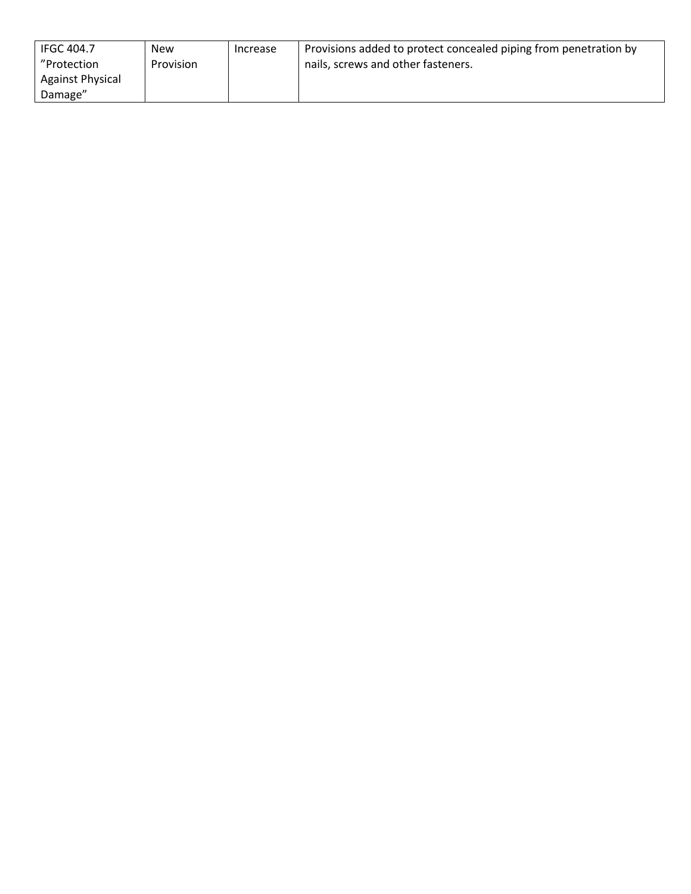| | | | |
|---|---|---|---|
| IFGC 404.7 "Protection Against Physical Damage" | New Provision | Increase | Provisions added to protect concealed piping from penetration by nails, screws and other fasteners. |